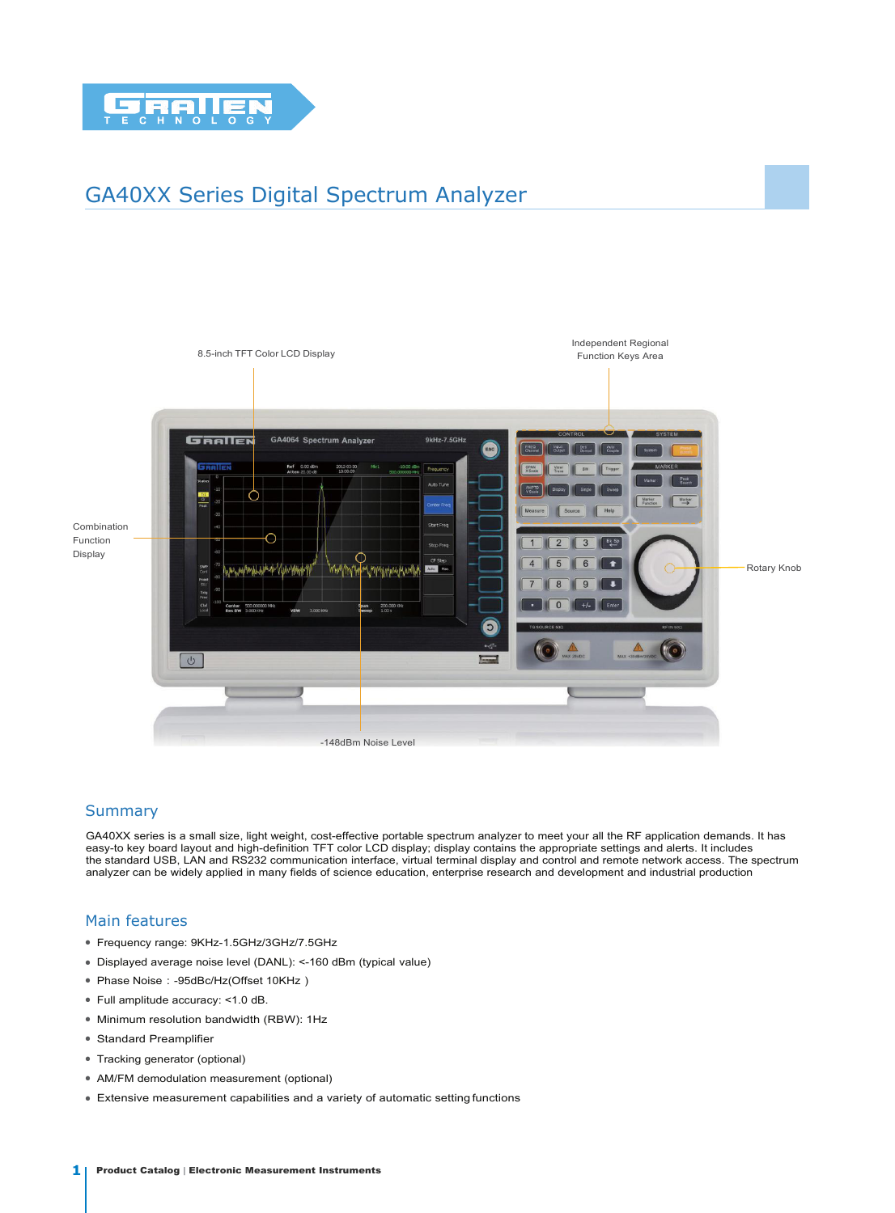# GA40XX Series Digital Spectrum Analyzer

8.5-inch TFT Color LCD Display

Independent Regional Function Keys Area

Combination Function Display

Rotary Knob

-148dBm Noise Level

## Summary

GA40XX series is a small size, light weight, cost-effective portable spectrum analyzer to meet your all the RF application demands. It has easy-to key board layout and high-definition TFT color LCD display; display contains the appropriate settings and alerts. It includes the standard USB, LAN and RS232 communication interface, virtual terminal display and control and remote network access. The spectrum analyzer can be widely applied in many fields of science education, enterprise research and development and industrial production

## Main features

- Frequency range: 9KHz-1.5GHz/3GHz/7.5GHz
- Displayed average noise level (DANL): <-160 dBm (typical value)
- Phase Noise : -95dBc/Hz(Offset 10KHz )
- Full amplitude accuracy: <1.0 dB.
- Minimum resolution bandwidth (RBW): 1Hz
- Standard Preamplifier
- Tracking generator (optional)
- AM/FM demodulation measurement (optional)
- Extensive measurement capabilities and a variety of automatic setting functions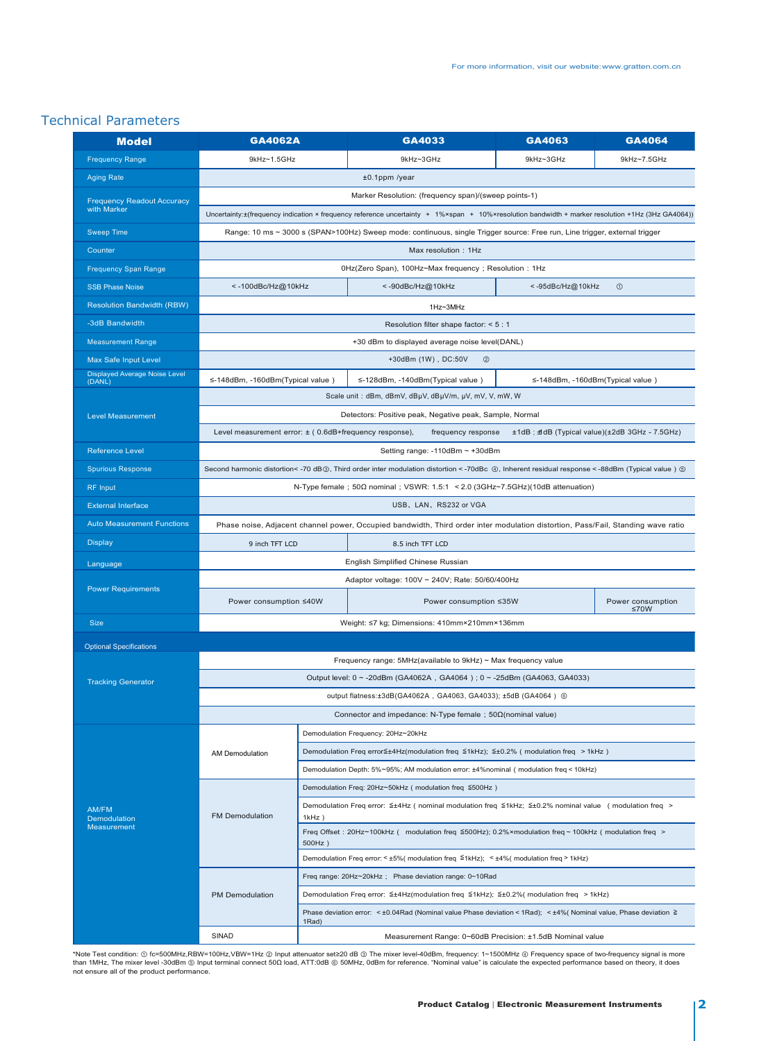For more information, visit our website:www.gratten.com.cn

## Technical Parameters

| Model | GA4062A | GA4033 | GA4063 | GA4064 |
|---|---|---|---|---|
| Frequency Range | 9kHz~1.5GHz | 9kHz~3GHz | 9kHz~3GHz | 9kHz~7.5GHz |
| Aging Rate | ±0.1ppm /year | | | |
| Frequency Readout Accuracy with Marker | Marker Resolution: (frequency span)/(sweep points-1) | | | |
| | Uncertainty:±(frequency indication × frequency reference uncertainty + 1%×span + 10%×resolution bandwidth + marker resolution +1Hz (3Hz GA4064)) | | | |
| Sweep Time | Range: 10 ms ~ 3000 s (SPAN>100Hz) Sweep mode: continuous, single Trigger source: Free run, Line trigger, external trigger | | | |
| Counter | Max resolution：1Hz | | | |
| Frequency Span Range | 0Hz(Zero Span), 100Hz~Max frequency；Resolution：1Hz | | | |
| SSB Phase Noise | ＜-100dBc/Hz@10kHz | ＜-90dBc/Hz@10kHz | ＜-95dBc/Hz@10kHz ① | |
| Resolution Bandwidth (RBW) | 1Hz~3MHz | | | |
| -3dB Bandwidth | Resolution filter shape factor: < 5 : 1 | | | |
| Measurement Range | +30 dBm to displayed average noise level(DANL) | | | |
| Max Safe Input Level | +30dBm (1W)，DC:50V ② | | | |
| Displayed Average Noise Level (DANL) | ≤-148dBm, -160dBm(Typical value) | ≤-128dBm, -140dBm(Typical value) | ≤-148dBm, -160dBm(Typical value) | |
| Level Measurement | Scale unit：dBm, dBmV, dBμV, dBμV/m, μV, mV, V, mW, W | | | |
| | Detectors: Positive peak, Negative peak, Sample, Normal | | | |
| | Level measurement error: ± ( 0.6dB+frequency response), frequency response ±1dB；±1dB (Typical value)(±2dB 3GHz - 7.5GHz) | | | |
| Reference Level | Setting range: -110dBm ~ +30dBm | | | |
| Spurious Response | Second harmonic distortion< -70 dB③, Third order inter modulation distortion＜-70dBc ④, Inherent residual response＜-88dBm (Typical value) ⑤ | | | |
| RF Input | N-Type female；50Ω nominal；VSWR: 1.5:1 ＜2.0 (3GHz~7.5GHz)(10dB attenuation) | | | |
| External Interface | USB、LAN、RS232 or VGA | | | |
| Auto Measurement Functions | Phase noise, Adjacent channel power, Occupied bandwidth, Third order inter modulation distortion, Pass/Fail, Standing wave ratio | | | |
| Display | 9 inch TFT LCD | 8.5 inch TFT LCD | | |
| Language | English Simplified Chinese Russian | | | |
| Power Requirements | Adaptor voltage: 100V ~ 240V; Rate: 50/60/400Hz | | | |
| | Power consumption ≤40W | Power consumption ≤35W | | Power consumption ≤70W |
| Size | Weight: ≤7 kg; Dimensions: 410mm×210mm×136mm | | | |

**Optional Specifications**

| | | |
|---|---|---|
| Tracking Generator | Frequency range: 5MHz(available to 9kHz) ~ Max frequency value | |
| | Output level: 0 ~ -20dBm (GA4062A，GA4064)；0 ~ -25dBm (GA4063, GA4033) | |
| | output flatness:±3dB(GA4062A，GA4063, GA4033); ±5dB (GA4064) ⑥ | |
| | Connector and impedance: N-Type female；50Ω(nominal value) | |
| AM/FM Demodulation Measurement — AM Demodulation | Demodulation Frequency: 20Hz~20kHz | |
| | Demodulation Freq error≦±4Hz(modulation freq ≦1kHz); ≦±0.2% ( modulation freq ＞1kHz ) | |
| | Demodulation Depth: 5%~95%; AM modulation error: ±4%nominal ( modulation freq＜10kHz) | |
| FM Demodulation | Demodulation Freq: 20Hz~50kHz ( modulation freq ≦500Hz ) | |
| | Demodulation Freq error: ≦±4Hz ( nominal modulation freq ≦1kHz; ≦±0.2% nominal value ( modulation freq ＞1kHz ) | |
| | Freq Offset：20Hz~100kHz ( modulation freq ≦500Hz); 0.2%×modulation freq～100kHz ( modulation freq ＞500Hz ) | |
| | Demodulation Freq error:＜±5%( modulation freq ≦1kHz); ＜±4%( modulation freq＞1kHz) | |
| PM Demodulation | Freq range: 20Hz~20kHz； Phase deviation range: 0~10Rad | |
| | Demodulation Freq error: ≦±4Hz(modulation freq ≦1kHz); ≦±0.2%( modulation freq ＞1kHz) | |
| | Phase deviation error: ＜±0.04Rad (Nominal value Phase deviation＜1Rad); ＜±4%( Nominal value, Phase deviation ≧1Rad) | |
| SINAD | Measurement Range: 0~60dB Precision: ±1.5dB Nominal value | |

*Note Test condition: ① fc=500MHz,RBW=100Hz,VBW=1Hz ② Input attenuator set≥20 dB ③ The mixer level-40dBm, frequency: 1~1500MHz ④ Frequency space of two-frequency signal is more than 1MHz, The mixer level -30dBm ⑤ Input terminal connect 50Ω load, ATT:0dB ⑥ 50MHz, 0dBm for reference. "Nominal value" is calculate the expected performance based on theory, it does not ensure all of the product performance.

**Product Catalog** | **Electronic Measurement Instruments**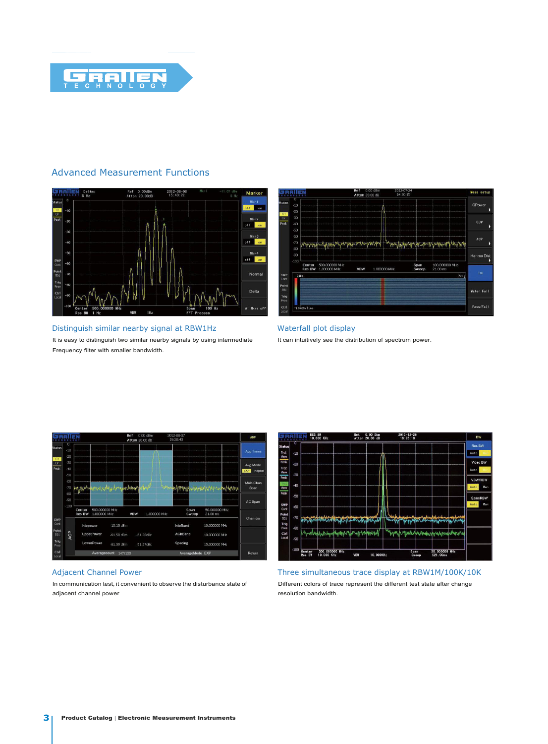## Advanced Measurement Functions

### Distinguish similar nearby signal at RBW1Hz

It is easy to distinguish two similar nearby signals by using intermediate Frequency filter with smaller bandwidth.

### Waterfall plot display

It can intuitively see the distribution of spectrum power.

### Adjacent Channel Power

In communication test, it convenient to observe the disturbance state of adjacent channel power

### Three simultaneous trace display at RBW1M/100K/10K

Different colors of trace represent the different test state after change resolution bandwidth.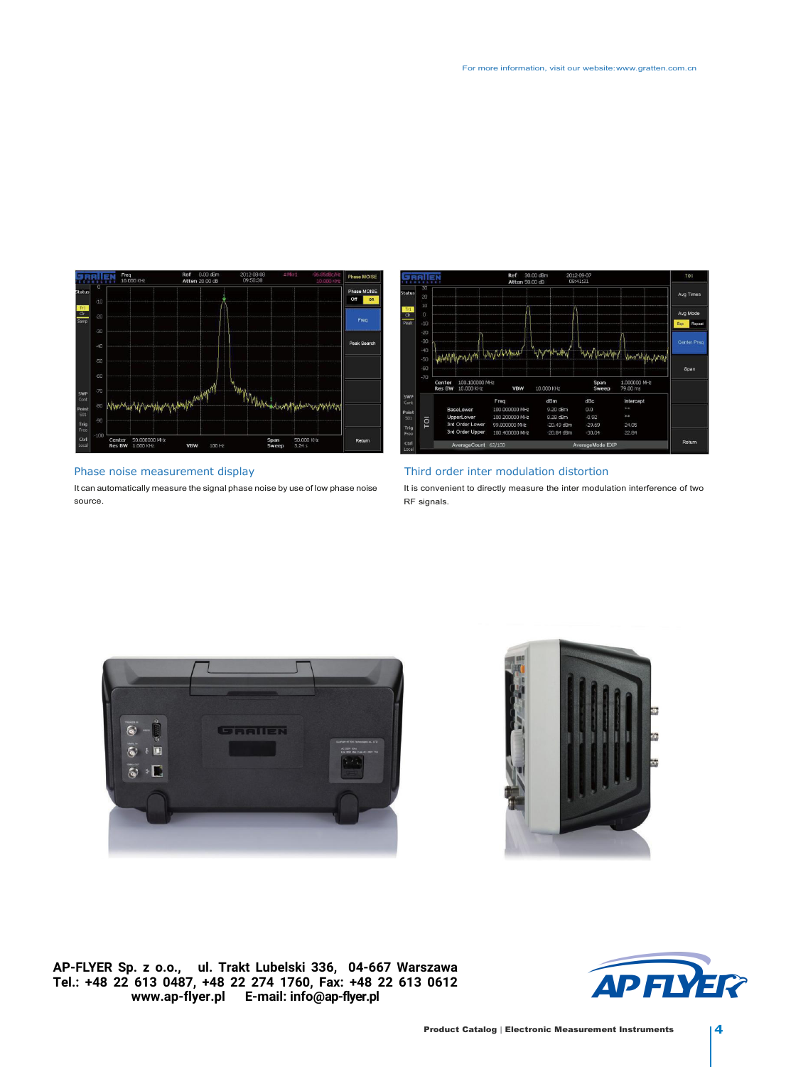For more information, visit our website:www.gratten.com.cn

### Phase noise measurement display

It can automatically measure the signal phase noise by use of low phase noise source.

### Third order inter modulation distortion

It is convenient to directly measure the inter modulation interference of two RF signals.

**AP-FLYER Sp. z o.o., ul. Trakt Lubelski 336, 04-667 Warszawa**
**Tel.: +48 22 613 0487, +48 22 274 1760, Fax: +48 22 613 0612**
**www.ap-flyer.pl E-mail: info@ap-flyer.pl**

**Product Catalog** | **Electronic Measurement Instruments**